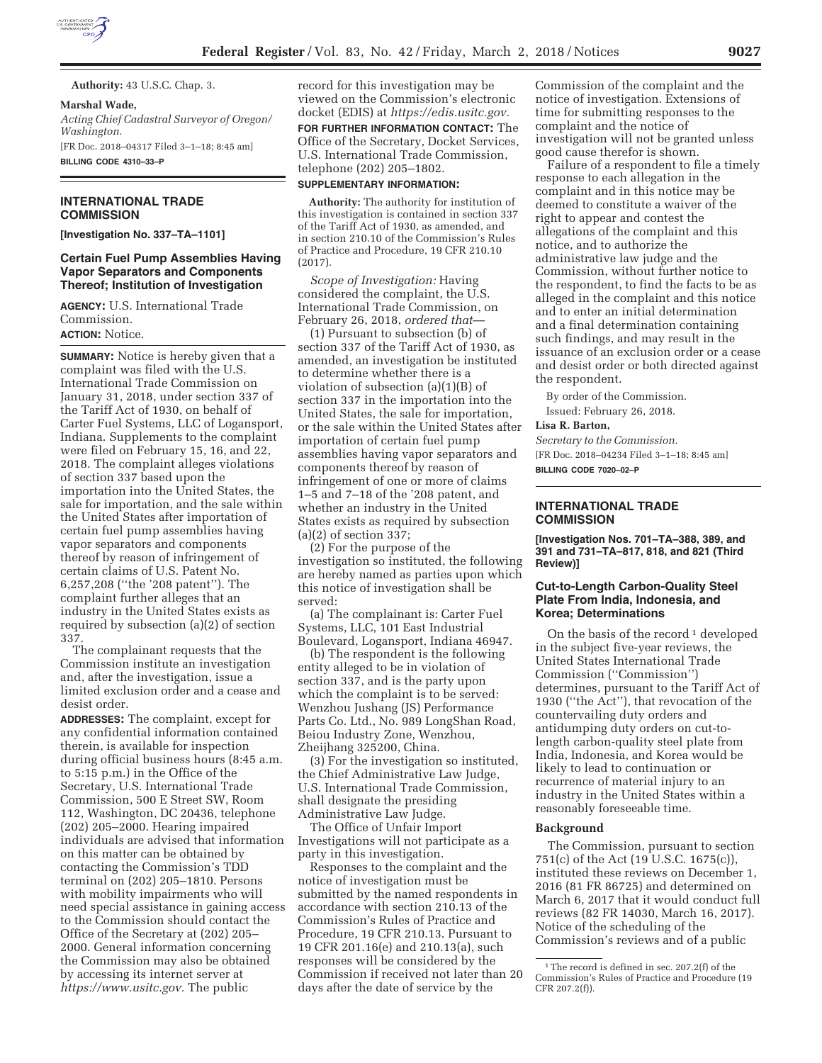**Authority:** 43 U.S.C. Chap. 3.

**Marshal Wade,**

*Acting Chief Cadastral Surveyor of Oregon/Washington.*

[FR Doc. 2018–04317 Filed 3–1–18; 8:45 am]

**BILLING CODE 4310–33–P**

## INTERNATIONAL TRADE COMMISSION

**[Investigation No. 337–TA–1101]**

### Certain Fuel Pump Assemblies Having Vapor Separators and Components Thereof; Institution of Investigation

**AGENCY:** U.S. International Trade Commission.

**ACTION:** Notice.

**SUMMARY:** Notice is hereby given that a complaint was filed with the U.S. International Trade Commission on January 31, 2018, under section 337 of the Tariff Act of 1930, on behalf of Carter Fuel Systems, LLC of Logansport, Indiana. Supplements to the complaint were filed on February 15, 16, and 22, 2018. The complaint alleges violations of section 337 based upon the importation into the United States, the sale for importation, and the sale within the United States after importation of certain fuel pump assemblies having vapor separators and components thereof by reason of infringement of certain claims of U.S. Patent No. 6,257,208 (''the '208 patent''). The complaint further alleges that an industry in the United States exists as required by subsection (a)(2) of section 337.

The complainant requests that the Commission institute an investigation and, after the investigation, issue a limited exclusion order and a cease and desist order.

**ADDRESSES:** The complaint, except for any confidential information contained therein, is available for inspection during official business hours (8:45 a.m. to 5:15 p.m.) in the Office of the Secretary, U.S. International Trade Commission, 500 E Street SW, Room 112, Washington, DC 20436, telephone (202) 205–2000. Hearing impaired individuals are advised that information on this matter can be obtained by contacting the Commission's TDD terminal on (202) 205–1810. Persons with mobility impairments who will need special assistance in gaining access to the Commission should contact the Office of the Secretary at (202) 205–2000. General information concerning the Commission may also be obtained by accessing its internet server at *https://www.usitc.gov.* The public record for this investigation may be viewed on the Commission's electronic docket (EDIS) at *https://edis.usitc.gov.*

**FOR FURTHER INFORMATION CONTACT:** The Office of the Secretary, Docket Services, U.S. International Trade Commission, telephone (202) 205–1802.

**SUPPLEMENTARY INFORMATION:**

**Authority:** The authority for institution of this investigation is contained in section 337 of the Tariff Act of 1930, as amended, and in section 210.10 of the Commission's Rules of Practice and Procedure, 19 CFR 210.10 (2017).

*Scope of Investigation:* Having considered the complaint, the U.S. International Trade Commission, on February 26, 2018, *ordered that*—

(1) Pursuant to subsection (b) of section 337 of the Tariff Act of 1930, as amended, an investigation be instituted to determine whether there is a violation of subsection (a)(1)(B) of section 337 in the importation into the United States, the sale for importation, or the sale within the United States after importation of certain fuel pump assemblies having vapor separators and components thereof by reason of infringement of one or more of claims 1–5 and 7–18 of the '208 patent, and whether an industry in the United States exists as required by subsection (a)(2) of section 337;

(2) For the purpose of the investigation so instituted, the following are hereby named as parties upon which this notice of investigation shall be served:

(a) The complainant is: Carter Fuel Systems, LLC, 101 East Industrial Boulevard, Logansport, Indiana 46947.

(b) The respondent is the following entity alleged to be in violation of section 337, and is the party upon which the complaint is to be served: Wenzhou Jushang (JS) Performance Parts Co. Ltd., No. 989 LongShan Road, Beiou Industry Zone, Wenzhou, Zheijhang 325200, China.

(3) For the investigation so instituted, the Chief Administrative Law Judge, U.S. International Trade Commission, shall designate the presiding Administrative Law Judge.

The Office of Unfair Import Investigations will not participate as a party in this investigation.

Responses to the complaint and the notice of investigation must be submitted by the named respondents in accordance with section 210.13 of the Commission's Rules of Practice and Procedure, 19 CFR 210.13. Pursuant to 19 CFR 201.16(e) and 210.13(a), such responses will be considered by the Commission if received not later than 20 days after the date of service by the Commission of the complaint and the notice of investigation. Extensions of time for submitting responses to the complaint and the notice of investigation will not be granted unless good cause therefor is shown.

Failure of a respondent to file a timely response to each allegation in the complaint and in this notice may be deemed to constitute a waiver of the right to appear and contest the allegations of the complaint and this notice, and to authorize the administrative law judge and the Commission, without further notice to the respondent, to find the facts to be as alleged in the complaint and this notice and to enter an initial determination and a final determination containing such findings, and may result in the issuance of an exclusion order or a cease and desist order or both directed against the respondent.

By order of the Commission.

Issued: February 26, 2018.

**Lisa R. Barton,**

*Secretary to the Commission.*

[FR Doc. 2018–04234 Filed 3–1–18; 8:45 am]

**BILLING CODE 7020–02–P**

## INTERNATIONAL TRADE COMMISSION

**[Investigation Nos. 701–TA–388, 389, and 391 and 731–TA–817, 818, and 821 (Third Review)]**

### Cut-to-Length Carbon-Quality Steel Plate From India, Indonesia, and Korea; Determinations

On the basis of the record [1] developed in the subject five-year reviews, the United States International Trade Commission (''Commission'') determines, pursuant to the Tariff Act of 1930 (''the Act''), that revocation of the countervailing duty orders and antidumping duty orders on cut-to-length carbon-quality steel plate from India, Indonesia, and Korea would be likely to lead to continuation or recurrence of material injury to an industry in the United States within a reasonably foreseeable time.

#### Background

The Commission, pursuant to section 751(c) of the Act (19 U.S.C. 1675(c)), instituted these reviews on December 1, 2016 (81 FR 86725) and determined on March 6, 2017 that it would conduct full reviews (82 FR 14030, March 16, 2017). Notice of the scheduling of the Commission's reviews and of a public

[1] The record is defined in sec. 207.2(f) of the Commission's Rules of Practice and Procedure (19 CFR 207.2(f)).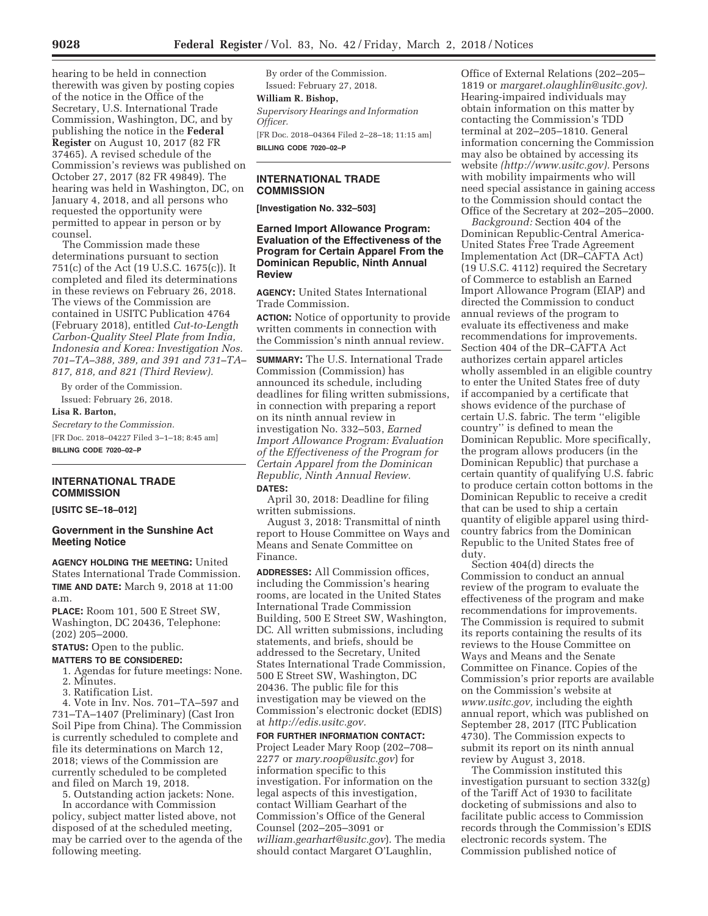hearing to be held in connection therewith was given by posting copies of the notice in the Office of the Secretary, U.S. International Trade Commission, Washington, DC, and by publishing the notice in the **Federal Register** on August 10, 2017 (82 FR 37465). A revised schedule of the Commission's reviews was published on October 27, 2017 (82 FR 49849). The hearing was held in Washington, DC, on January 4, 2018, and all persons who requested the opportunity were permitted to appear in person or by counsel.

The Commission made these determinations pursuant to section 751(c) of the Act (19 U.S.C. 1675(c)). It completed and filed its determinations in these reviews on February 26, 2018. The views of the Commission are contained in USITC Publication 4764 (February 2018), entitled *Cut-to-Length Carbon-Quality Steel Plate from India, Indonesia and Korea: Investigation Nos. 701–TA–388, 389, and 391 and 731–TA–817, 818, and 821 (Third Review).*

By order of the Commission.

Issued: February 26, 2018.

**Lisa R. Barton,**

*Secretary to the Commission.*

[FR Doc. 2018–04227 Filed 3–1–18; 8:45 am]

**BILLING CODE 7020–02–P**

## INTERNATIONAL TRADE COMMISSION

**[USITC SE–18–012]**

### Government in the Sunshine Act Meeting Notice

**AGENCY HOLDING THE MEETING:** United States International Trade Commission.

**TIME AND DATE:** March 9, 2018 at 11:00 a.m.

**PLACE:** Room 101, 500 E Street SW, Washington, DC 20436, Telephone: (202) 205–2000.

**STATUS:** Open to the public.

**MATTERS TO BE CONSIDERED:**

1. Agendas for future meetings: None.
2. Minutes.
3. Ratification List.
4. Vote in Inv. Nos. 701–TA–597 and 731–TA–1407 (Preliminary) (Cast Iron Soil Pipe from China). The Commission is currently scheduled to complete and file its determinations on March 12, 2018; views of the Commission are currently scheduled to be completed and filed on March 19, 2018.
5. Outstanding action jackets: None.

In accordance with Commission policy, subject matter listed above, not disposed of at the scheduled meeting, may be carried over to the agenda of the following meeting.

By order of the Commission.

Issued: February 27, 2018.

**William R. Bishop,**

*Supervisory Hearings and Information Officer.*

[FR Doc. 2018–04364 Filed 2–28–18; 11:15 am]

**BILLING CODE 7020–02–P**

## INTERNATIONAL TRADE COMMISSION

**[Investigation No. 332–503]**

### Earned Import Allowance Program: Evaluation of the Effectiveness of the Program for Certain Apparel From the Dominican Republic, Ninth Annual Review

**AGENCY:** United States International Trade Commission.

**ACTION:** Notice of opportunity to provide written comments in connection with the Commission's ninth annual review.

**SUMMARY:** The U.S. International Trade Commission (Commission) has announced its schedule, including deadlines for filing written submissions, in connection with preparing a report on its ninth annual review in investigation No. 332–503, *Earned Import Allowance Program: Evaluation of the Effectiveness of the Program for Certain Apparel from the Dominican Republic, Ninth Annual Review.*

**DATES:**

April 30, 2018: Deadline for filing written submissions.

August 3, 2018: Transmittal of ninth report to House Committee on Ways and Means and Senate Committee on Finance.

**ADDRESSES:** All Commission offices, including the Commission's hearing rooms, are located in the United States International Trade Commission Building, 500 E Street SW, Washington, DC. All written submissions, including statements, and briefs, should be addressed to the Secretary, United States International Trade Commission, 500 E Street SW, Washington, DC 20436. The public file for this investigation may be viewed on the Commission's electronic docket (EDIS) at *http://edis.usitc.gov.*

**FOR FURTHER INFORMATION CONTACT:** Project Leader Mary Roop (202–708–2277 or *mary.roop@usitc.gov*) for information specific to this investigation. For information on the legal aspects of this investigation, contact William Gearhart of the Commission's Office of the General Counsel (202–205–3091 or *william.gearhart@usitc.gov*). The media should contact Margaret O'Laughlin, Office of External Relations (202–205–1819 or *margaret.olaughlin@usitc.gov).* Hearing-impaired individuals may obtain information on this matter by contacting the Commission's TDD terminal at 202–205–1810. General information concerning the Commission may also be obtained by accessing its website *(http://www.usitc.gov).* Persons with mobility impairments who will need special assistance in gaining access to the Commission should contact the Office of the Secretary at 202–205–2000.

*Background:* Section 404 of the Dominican Republic-Central America-United States Free Trade Agreement Implementation Act (DR–CAFTA Act) (19 U.S.C. 4112) required the Secretary of Commerce to establish an Earned Import Allowance Program (EIAP) and directed the Commission to conduct annual reviews of the program to evaluate its effectiveness and make recommendations for improvements. Section 404 of the DR–CAFTA Act authorizes certain apparel articles wholly assembled in an eligible country to enter the United States free of duty if accompanied by a certificate that shows evidence of the purchase of certain U.S. fabric. The term ''eligible country'' is defined to mean the Dominican Republic. More specifically, the program allows producers (in the Dominican Republic) that purchase a certain quantity of qualifying U.S. fabric to produce certain cotton bottoms in the Dominican Republic to receive a credit that can be used to ship a certain quantity of eligible apparel using third-country fabrics from the Dominican Republic to the United States free of duty.

Section 404(d) directs the Commission to conduct an annual review of the program to evaluate the effectiveness of the program and make recommendations for improvements. The Commission is required to submit its reports containing the results of its reviews to the House Committee on Ways and Means and the Senate Committee on Finance. Copies of the Commission's prior reports are available on the Commission's website at *www.usitc.gov,* including the eighth annual report, which was published on September 28, 2017 (ITC Publication 4730). The Commission expects to submit its report on its ninth annual review by August 3, 2018.

The Commission instituted this investigation pursuant to section 332(g) of the Tariff Act of 1930 to facilitate docketing of submissions and also to facilitate public access to Commission records through the Commission's EDIS electronic records system. The Commission published notice of